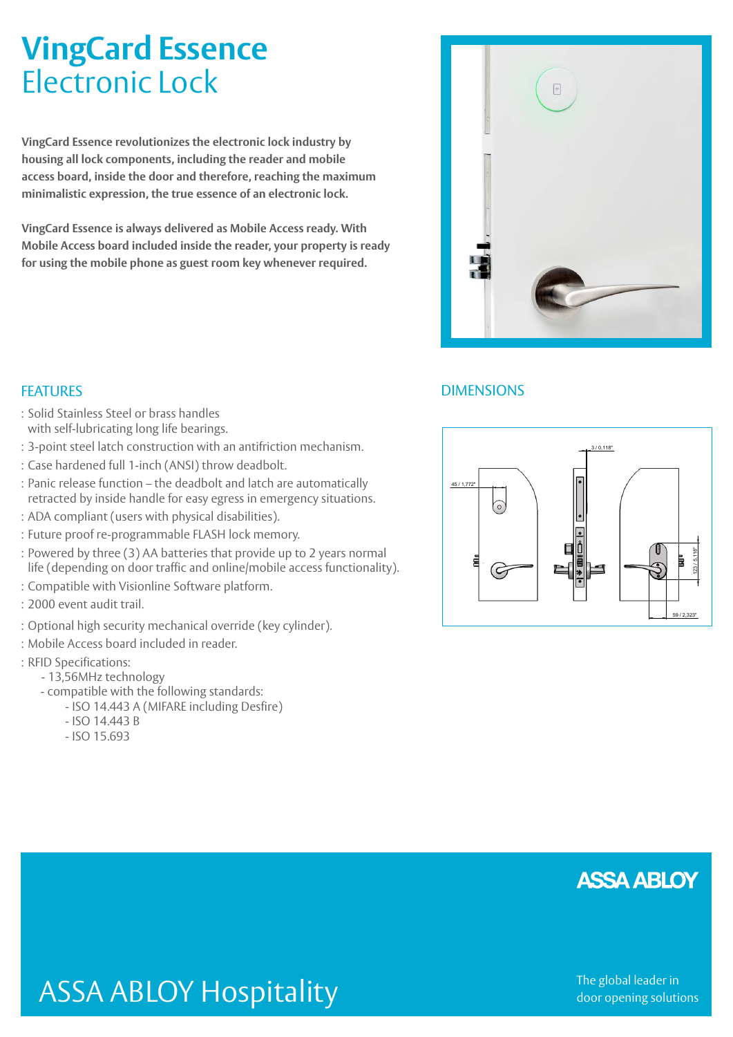# VingCard Essence
## Electronic Lock

**VingCard Essence revolutionizes the electronic lock industry by housing all lock components, including the reader and mobile access board, inside the door and therefore, reaching the maximum minimalistic expression, the true essence of an electronic lock.**

**VingCard Essence is always delivered as Mobile Access ready. With Mobile Access board included inside the reader, your property is ready for using the mobile phone as guest room key whenever required.**

## FEATURES

: Solid Stainless Steel or brass handles with self-lubricating long life bearings.
: 3-point steel latch construction with an antifriction mechanism.
: Case hardened full 1-inch (ANSI) throw deadbolt.
: Panic release function – the deadbolt and latch are automatically retracted by inside handle for easy egress in emergency situations.
: ADA compliant (users with physical disabilities).
: Future proof re-programmable FLASH lock memory.
: Powered by three (3) AA batteries that provide up to 2 years normal life (depending on door traffic and online/mobile access functionality).
: Compatible with Visionline Software platform.
: 2000 event audit trail.
: Optional high security mechanical override (key cylinder).
: Mobile Access board included in reader.
: RFID Specifications:
- 13,56MHz technology
- compatible with the following standards:
  - ISO 14.443 A (MIFARE including Desfire)
  - ISO 14.443 B
  - ISO 15.693

## DIMENSIONS

45 / 1,772"
3 / 0,118"
123 / 5,118"
59 / 2,323"

ASSA ABLOY

ASSA ABLOY Hospitality

The global leader in door opening solutions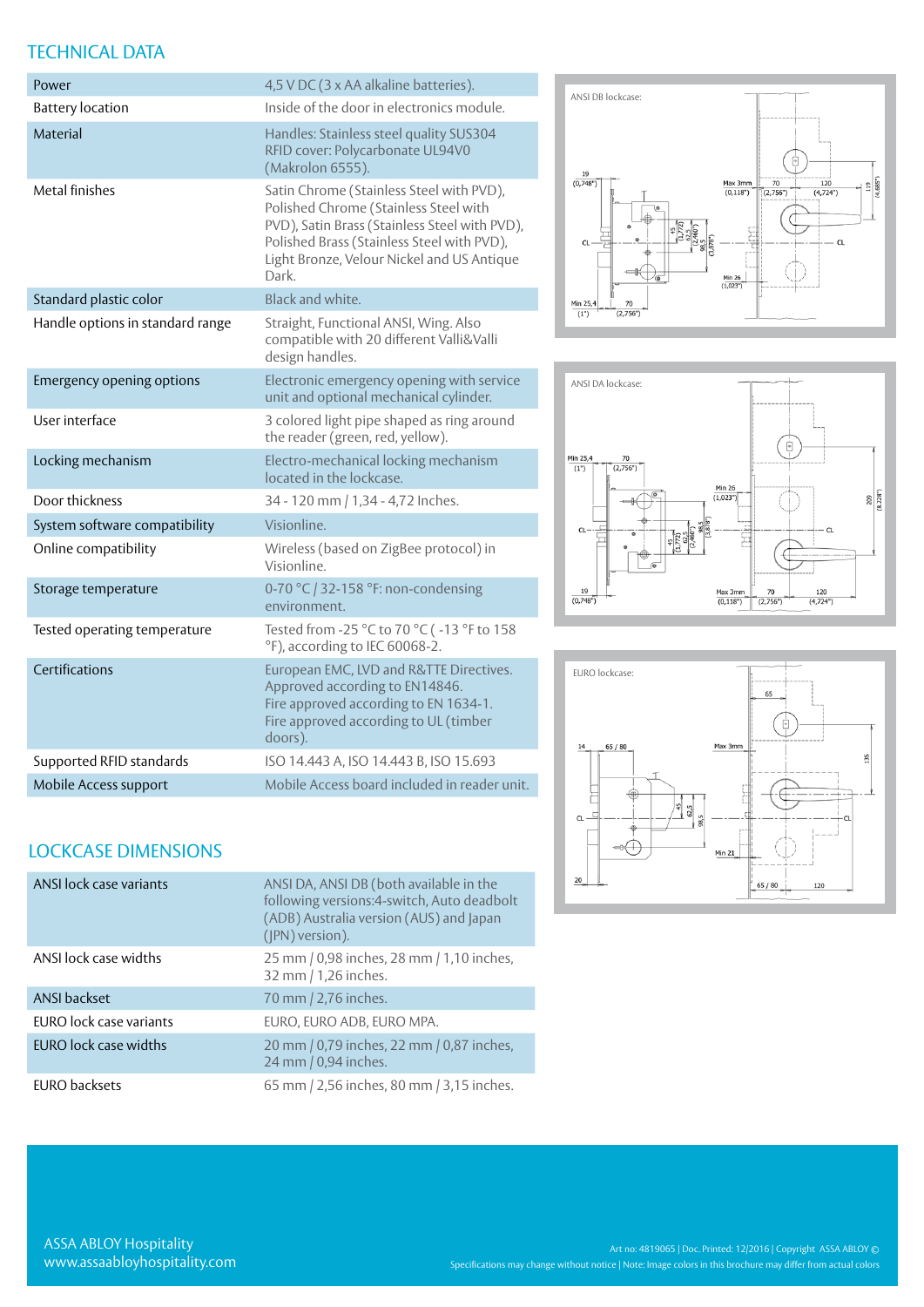## TECHNICAL DATA

| | |
|---|---|
| Power | 4,5 V DC (3 x AA alkaline batteries). |
| Battery location | Inside of the door in electronics module. |
| Material | Handles: Stainless steel quality SUS304<br>RFID cover: Polycarbonate UL94V0 (Makrolon 6555). |
| Metal finishes | Satin Chrome (Stainless Steel with PVD), Polished Chrome (Stainless Steel with PVD), Satin Brass (Stainless Steel with PVD), Polished Brass (Stainless Steel with PVD), Light Bronze, Velour Nickel and US Antique Dark. |
| Standard plastic color | Black and white. |
| Handle options in standard range | Straight, Functional ANSI, Wing. Also compatible with 20 different Valli&Valli design handles. |
| Emergency opening options | Electronic emergency opening with service unit and optional mechanical cylinder. |
| User interface | 3 colored light pipe shaped as ring around the reader (green, red, yellow). |
| Locking mechanism | Electro-mechanical locking mechanism located in the lockcase. |
| Door thickness | 34 - 120 mm / 1,34 - 4,72 Inches. |
| System software compatibility | Visionline. |
| Online compatibility | Wireless (based on ZigBee protocol) in Visionline. |
| Storage temperature | 0-70 °C / 32-158 °F: non-condensing environment. |
| Tested operating temperature | Tested from -25 °C to 70 °C ( -13 °F to 158 °F), according to IEC 60068-2. |
| Certifications | European EMC, LVD and R&TTE Directives. Approved according to EN14846.<br>Fire approved according to EN 1634-1.<br>Fire approved according to UL (timber doors). |
| Supported RFID standards | ISO 14.443 A, ISO 14.443 B, ISO 15.693 |
| Mobile Access support | Mobile Access board included in reader unit. |

## LOCKCASE DIMENSIONS

| | |
|---|---|
| ANSI lock case variants | ANSI DA, ANSI DB (both available in the following versions:4-switch, Auto deadbolt (ADB) Australia version (AUS) and Japan (JPN) version). |
| ANSI lock case widths | 25 mm / 0,98 inches, 28 mm / 1,10 inches, 32 mm / 1,26 inches. |
| ANSI backset | 70 mm / 2,76 inches. |
| EURO lock case variants | EURO, EURO ADB, EURO MPA. |
| EURO lock case widths | 20 mm / 0,79 inches, 22 mm / 0,87 inches, 24 mm / 0,94 inches. |
| EURO backsets | 65 mm / 2,56 inches, 80 mm / 3,15 inches. |

ANSI DB lockcase:

19 (0,748") Max 3mm (0,118") 70 (2,756") 120 (4,724") 119 (4,685") CL 45 (1,772") 62,5 (2,460") 98,5 (3,878") Min 26 (1,023") Min 25,4 (1") 70 (2,756")

ANSI DA lockcase:

Min 25,4 (1") 70 (2,756") Min 26 (1,023") 209 (8,228") CL 45 (1,772") 62,5 (2,460") 98,5 (3,878") 19 (0,748") Max 3mm (0,118") 70 (2,756") 120 (4,724")

EURO lockcase:

65 14 65 / 80 Max 3mm 135 CL 45 62,5 98,5 Min 21 20 65 / 80 120

ASSA ABLOY Hospitality
www.assaabloyhospitality.com

Art no: 4819065 | Doc. Printed: 12/2016 | Copyright ASSA ABLOY ©
Specifications may change without notice | Note: Image colors in this brochure may differ from actual colors